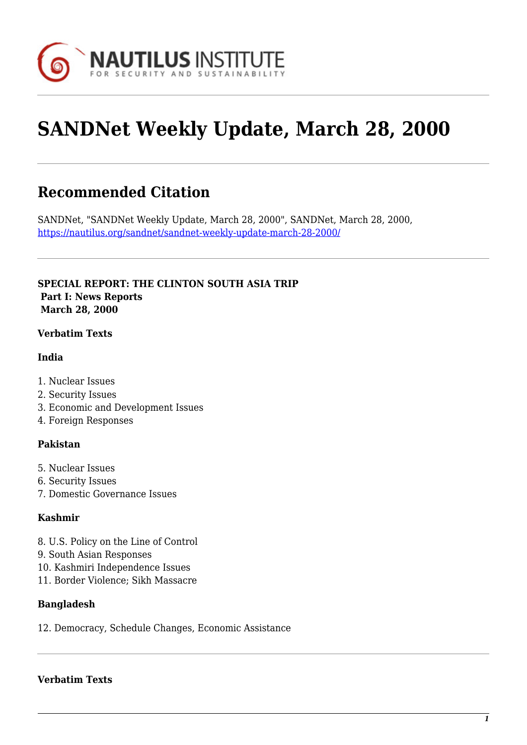NAUTILUS INSTITUTE
FOR SECURITY AND SUSTAINABILITY

# SANDNet Weekly Update, March 28, 2000

## Recommended Citation

SANDNet, "SANDNet Weekly Update, March 28, 2000", SANDNet, March 28, 2000, https://nautilus.org/sandnet/sandnet-weekly-update-march-28-2000/

**SPECIAL REPORT: THE CLINTON SOUTH ASIA TRIP**
**Part I: News Reports**
**March 28, 2000**

**Verbatim Texts**

**India**

1. Nuclear Issues
2. Security Issues
3. Economic and Development Issues
4. Foreign Responses

**Pakistan**

5. Nuclear Issues
6. Security Issues
7. Domestic Governance Issues

**Kashmir**

8. U.S. Policy on the Line of Control
9. South Asian Responses
10. Kashmiri Independence Issues
11. Border Violence; Sikh Massacre

**Bangladesh**

12. Democracy, Schedule Changes, Economic Assistance

**Verbatim Texts**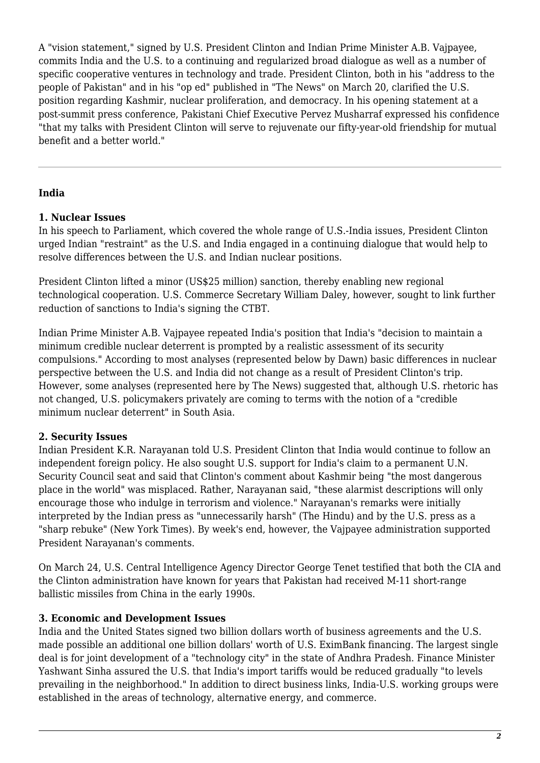A "vision statement," signed by U.S. President Clinton and Indian Prime Minister A.B. Vajpayee, commits India and the U.S. to a continuing and regularized broad dialogue as well as a number of specific cooperative ventures in technology and trade. President Clinton, both in his "address to the people of Pakistan" and in his "op ed" published in "The News" on March 20, clarified the U.S. position regarding Kashmir, nuclear proliferation, and democracy. In his opening statement at a post-summit press conference, Pakistani Chief Executive Pervez Musharraf expressed his confidence "that my talks with President Clinton will serve to rejuvenate our fifty-year-old friendship for mutual benefit and a better world."

---

## India

### 1. Nuclear Issues

In his speech to Parliament, which covered the whole range of U.S.-India issues, President Clinton urged Indian "restraint" as the U.S. and India engaged in a continuing dialogue that would help to resolve differences between the U.S. and Indian nuclear positions.

President Clinton lifted a minor (US$25 million) sanction, thereby enabling new regional technological cooperation. U.S. Commerce Secretary William Daley, however, sought to link further reduction of sanctions to India's signing the CTBT.

Indian Prime Minister A.B. Vajpayee repeated India's position that India's "decision to maintain a minimum credible nuclear deterrent is prompted by a realistic assessment of its security compulsions." According to most analyses (represented below by Dawn) basic differences in nuclear perspective between the U.S. and India did not change as a result of President Clinton's trip. However, some analyses (represented here by The News) suggested that, although U.S. rhetoric has not changed, U.S. policymakers privately are coming to terms with the notion of a "credible minimum nuclear deterrent" in South Asia.

### 2. Security Issues

Indian President K.R. Narayanan told U.S. President Clinton that India would continue to follow an independent foreign policy. He also sought U.S. support for India's claim to a permanent U.N. Security Council seat and said that Clinton's comment about Kashmir being "the most dangerous place in the world" was misplaced. Rather, Narayanan said, "these alarmist descriptions will only encourage those who indulge in terrorism and violence." Narayanan's remarks were initially interpreted by the Indian press as "unnecessarily harsh" (The Hindu) and by the U.S. press as a "sharp rebuke" (New York Times). By week's end, however, the Vajpayee administration supported President Narayanan's comments.

On March 24, U.S. Central Intelligence Agency Director George Tenet testified that both the CIA and the Clinton administration have known for years that Pakistan had received M-11 short-range ballistic missiles from China in the early 1990s.

### 3. Economic and Development Issues

India and the United States signed two billion dollars worth of business agreements and the U.S. made possible an additional one billion dollars' worth of U.S. EximBank financing. The largest single deal is for joint development of a "technology city" in the state of Andhra Pradesh. Finance Minister Yashwant Sinha assured the U.S. that India's import tariffs would be reduced gradually "to levels prevailing in the neighborhood." In addition to direct business links, India-U.S. working groups were established in the areas of technology, alternative energy, and commerce.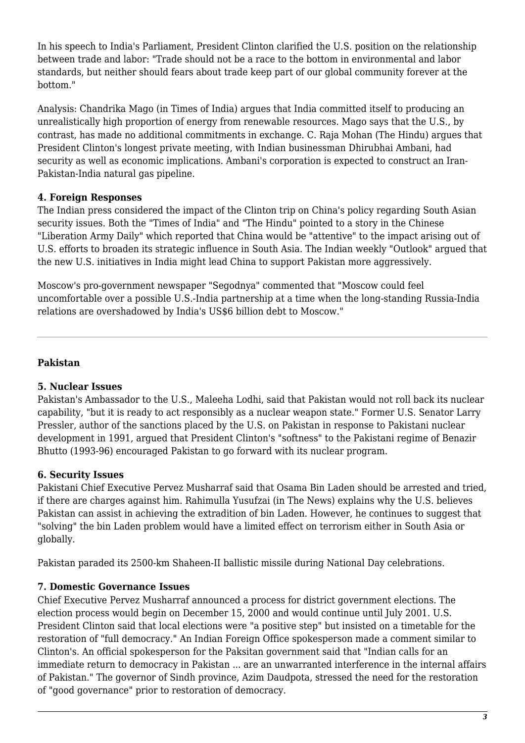In his speech to India's Parliament, President Clinton clarified the U.S. position on the relationship between trade and labor: "Trade should not be a race to the bottom in environmental and labor standards, but neither should fears about trade keep part of our global community forever at the bottom."

Analysis: Chandrika Mago (in Times of India) argues that India committed itself to producing an unrealistically high proportion of energy from renewable resources. Mago says that the U.S., by contrast, has made no additional commitments in exchange. C. Raja Mohan (The Hindu) argues that President Clinton's longest private meeting, with Indian businessman Dhirubhai Ambani, had security as well as economic implications. Ambani's corporation is expected to construct an Iran-Pakistan-India natural gas pipeline.

**4. Foreign Responses**

The Indian press considered the impact of the Clinton trip on China's policy regarding South Asian security issues. Both the "Times of India" and "The Hindu" pointed to a story in the Chinese "Liberation Army Daily" which reported that China would be "attentive" to the impact arising out of U.S. efforts to broaden its strategic influence in South Asia. The Indian weekly "Outlook" argued that the new U.S. initiatives in India might lead China to support Pakistan more aggressively.

Moscow's pro-government newspaper "Segodnya" commented that "Moscow could feel uncomfortable over a possible U.S.-India partnership at a time when the long-standing Russia-India relations are overshadowed by India's US$6 billion debt to Moscow."

---

**Pakistan**

**5. Nuclear Issues**

Pakistan's Ambassador to the U.S., Maleeha Lodhi, said that Pakistan would not roll back its nuclear capability, "but it is ready to act responsibly as a nuclear weapon state." Former U.S. Senator Larry Pressler, author of the sanctions placed by the U.S. on Pakistan in response to Pakistani nuclear development in 1991, argued that President Clinton's "softness" to the Pakistani regime of Benazir Bhutto (1993-96) encouraged Pakistan to go forward with its nuclear program.

**6. Security Issues**

Pakistani Chief Executive Pervez Musharraf said that Osama Bin Laden should be arrested and tried, if there are charges against him. Rahimulla Yusufzai (in The News) explains why the U.S. believes Pakistan can assist in achieving the extradition of bin Laden. However, he continues to suggest that "solving" the bin Laden problem would have a limited effect on terrorism either in South Asia or globally.

Pakistan paraded its 2500-km Shaheen-II ballistic missile during National Day celebrations.

**7. Domestic Governance Issues**

Chief Executive Pervez Musharraf announced a process for district government elections. The election process would begin on December 15, 2000 and would continue until July 2001. U.S. President Clinton said that local elections were "a positive step" but insisted on a timetable for the restoration of "full democracy." An Indian Foreign Office spokesperson made a comment similar to Clinton's. An official spokesperson for the Paksitan government said that "Indian calls for an immediate return to democracy in Pakistan ... are an unwarranted interference in the internal affairs of Pakistan." The governor of Sindh province, Azim Daudpota, stressed the need for the restoration of "good governance" prior to restoration of democracy.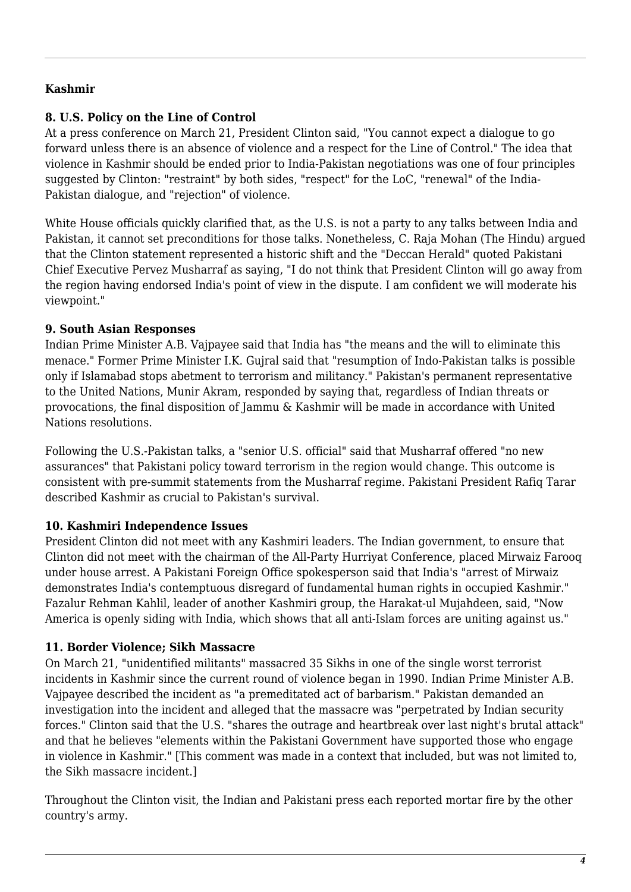## Kashmir

### 8. U.S. Policy on the Line of Control

At a press conference on March 21, President Clinton said, "You cannot expect a dialogue to go forward unless there is an absence of violence and a respect for the Line of Control." The idea that violence in Kashmir should be ended prior to India-Pakistan negotiations was one of four principles suggested by Clinton: "restraint" by both sides, "respect" for the LoC, "renewal" of the India-Pakistan dialogue, and "rejection" of violence.

White House officials quickly clarified that, as the U.S. is not a party to any talks between India and Pakistan, it cannot set preconditions for those talks. Nonetheless, C. Raja Mohan (The Hindu) argued that the Clinton statement represented a historic shift and the "Deccan Herald" quoted Pakistani Chief Executive Pervez Musharraf as saying, "I do not think that President Clinton will go away from the region having endorsed India's point of view in the dispute. I am confident we will moderate his viewpoint."

### 9. South Asian Responses

Indian Prime Minister A.B. Vajpayee said that India has "the means and the will to eliminate this menace." Former Prime Minister I.K. Gujral said that "resumption of Indo-Pakistan talks is possible only if Islamabad stops abetment to terrorism and militancy." Pakistan's permanent representative to the United Nations, Munir Akram, responded by saying that, regardless of Indian threats or provocations, the final disposition of Jammu & Kashmir will be made in accordance with United Nations resolutions.

Following the U.S.-Pakistan talks, a "senior U.S. official" said that Musharraf offered "no new assurances" that Pakistani policy toward terrorism in the region would change. This outcome is consistent with pre-summit statements from the Musharraf regime. Pakistani President Rafiq Tarar described Kashmir as crucial to Pakistan's survival.

### 10. Kashmiri Independence Issues

President Clinton did not meet with any Kashmiri leaders. The Indian government, to ensure that Clinton did not meet with the chairman of the All-Party Hurriyat Conference, placed Mirwaiz Farooq under house arrest. A Pakistani Foreign Office spokesperson said that India's "arrest of Mirwaiz demonstrates India's contemptuous disregard of fundamental human rights in occupied Kashmir." Fazalur Rehman Kahlil, leader of another Kashmiri group, the Harakat-ul Mujahdeen, said, "Now America is openly siding with India, which shows that all anti-Islam forces are uniting against us."

### 11. Border Violence; Sikh Massacre

On March 21, "unidentified militants" massacred 35 Sikhs in one of the single worst terrorist incidents in Kashmir since the current round of violence began in 1990. Indian Prime Minister A.B. Vajpayee described the incident as "a premeditated act of barbarism." Pakistan demanded an investigation into the incident and alleged that the massacre was "perpetrated by Indian security forces." Clinton said that the U.S. "shares the outrage and heartbreak over last night's brutal attack" and that he believes "elements within the Pakistani Government have supported those who engage in violence in Kashmir." [This comment was made in a context that included, but was not limited to, the Sikh massacre incident.]

Throughout the Clinton visit, the Indian and Pakistani press each reported mortar fire by the other country's army.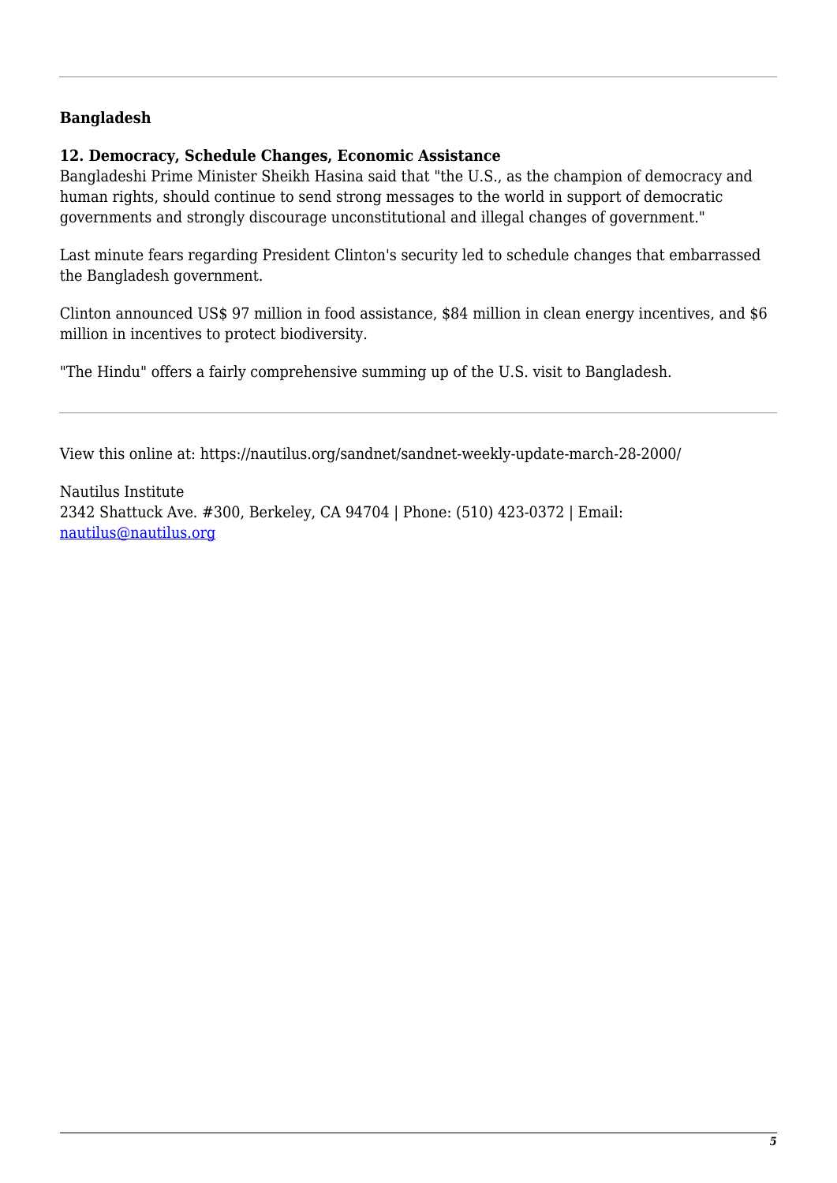**Bangladesh**

**12. Democracy, Schedule Changes, Economic Assistance**

Bangladeshi Prime Minister Sheikh Hasina said that "the U.S., as the champion of democracy and human rights, should continue to send strong messages to the world in support of democratic governments and strongly discourage unconstitutional and illegal changes of government."

Last minute fears regarding President Clinton's security led to schedule changes that embarrassed the Bangladesh government.

Clinton announced US$ 97 million in food assistance, $84 million in clean energy incentives, and $6 million in incentives to protect biodiversity.

"The Hindu" offers a fairly comprehensive summing up of the U.S. visit to Bangladesh.

---

View this online at: https://nautilus.org/sandnet/sandnet-weekly-update-march-28-2000/

Nautilus Institute
2342 Shattuck Ave. #300, Berkeley, CA 94704 | Phone: (510) 423-0372 | Email: nautilus@nautilus.org